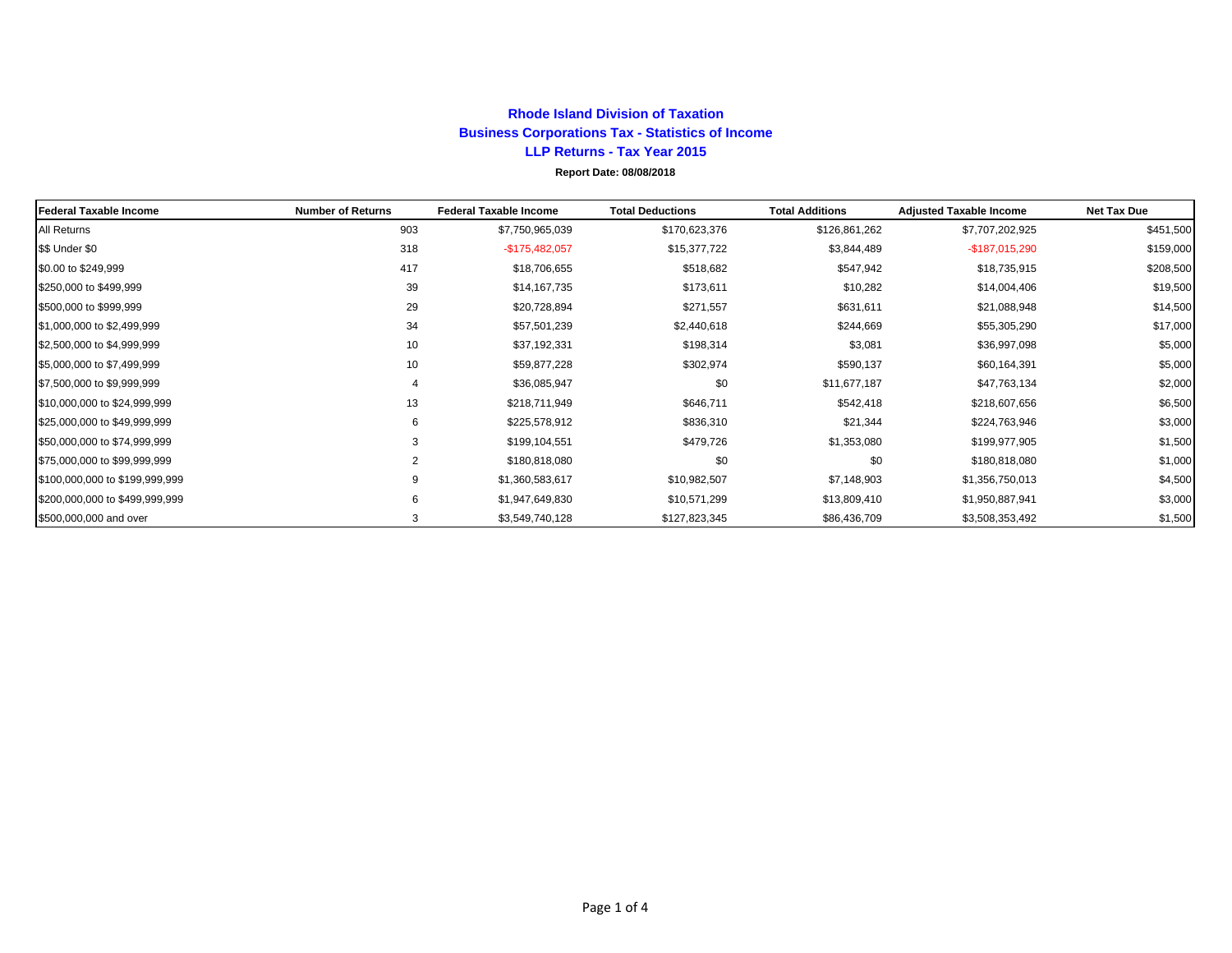# Rhode Island Division of Taxation

## Business Corporations Tax - Statistics of Income

## LLP Returns - Tax Year 2015

**Report Date: 08/08/2018**

| Federal Taxable Income | Number of Returns | Federal Taxable Income | Total Deductions | Total Additions | Adjusted Taxable Income | Net Tax Due |
|---|---|---|---|---|---|---|
| All Returns | 903 | $7,750,965,039 | $170,623,376 | $126,861,262 | $7,707,202,925 | $451,500 |
| $$ Under $0 | 318 | -$175,482,057 | $15,377,722 | $3,844,489 | -$187,015,290 | $159,000 |
| $0.00 to $249,999 | 417 | $18,706,655 | $518,682 | $547,942 | $18,735,915 | $208,500 |
| $250,000 to $499,999 | 39 | $14,167,735 | $173,611 | $10,282 | $14,004,406 | $19,500 |
| $500,000 to $999,999 | 29 | $20,728,894 | $271,557 | $631,611 | $21,088,948 | $14,500 |
| $1,000,000 to $2,499,999 | 34 | $57,501,239 | $2,440,618 | $244,669 | $55,305,290 | $17,000 |
| $2,500,000 to $4,999,999 | 10 | $37,192,331 | $198,314 | $3,081 | $36,997,098 | $5,000 |
| $5,000,000 to $7,499,999 | 10 | $59,877,228 | $302,974 | $590,137 | $60,164,391 | $5,000 |
| $7,500,000 to $9,999,999 | 4 | $36,085,947 | $0 | $11,677,187 | $47,763,134 | $2,000 |
| $10,000,000 to $24,999,999 | 13 | $218,711,949 | $646,711 | $542,418 | $218,607,656 | $6,500 |
| $25,000,000 to $49,999,999 | 6 | $225,578,912 | $836,310 | $21,344 | $224,763,946 | $3,000 |
| $50,000,000 to $74,999,999 | 3 | $199,104,551 | $479,726 | $1,353,080 | $199,977,905 | $1,500 |
| $75,000,000 to $99,999,999 | 2 | $180,818,080 | $0 | $0 | $180,818,080 | $1,000 |
| $100,000,000 to $199,999,999 | 9 | $1,360,583,617 | $10,982,507 | $7,148,903 | $1,356,750,013 | $4,500 |
| $200,000,000 to $499,999,999 | 6 | $1,947,649,830 | $10,571,299 | $13,809,410 | $1,950,887,941 | $3,000 |
| $500,000,000 and over | 3 | $3,549,740,128 | $127,823,345 | $86,436,709 | $3,508,353,492 | $1,500 |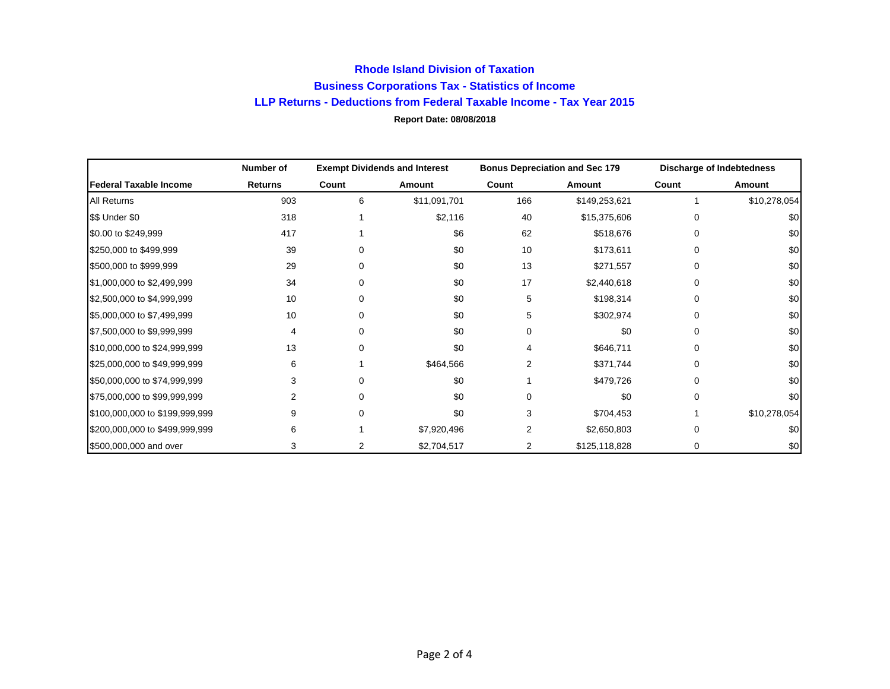# Rhode Island Division of Taxation

## Business Corporations Tax - Statistics of Income

## LLP Returns - Deductions from Federal Taxable Income - Tax Year 2015

**Report Date: 08/08/2018**

| | Number of | Exempt Dividends and Interest | | Bonus Depreciation and Sec 179 | | Discharge of Indebtedness | |
|---|---|---|---|---|---|---|---|
| **Federal Taxable Income** | **Returns** | **Count** | **Amount** | **Count** | **Amount** | **Count** | **Amount** |
| All Returns | 903 | 6 | $11,091,701 | 166 | $149,253,621 | 1 | $10,278,054 |
| $$ Under $0 | 318 | 1 | $2,116 | 40 | $15,375,606 | 0 | $0 |
| $0.00 to $249,999 | 417 | 1 | $6 | 62 | $518,676 | 0 | $0 |
| $250,000 to $499,999 | 39 | 0 | $0 | 10 | $173,611 | 0 | $0 |
| $500,000 to $999,999 | 29 | 0 | $0 | 13 | $271,557 | 0 | $0 |
| $1,000,000 to $2,499,999 | 34 | 0 | $0 | 17 | $2,440,618 | 0 | $0 |
| $2,500,000 to $4,999,999 | 10 | 0 | $0 | 5 | $198,314 | 0 | $0 |
| $5,000,000 to $7,499,999 | 10 | 0 | $0 | 5 | $302,974 | 0 | $0 |
| $7,500,000 to $9,999,999 | 4 | 0 | $0 | 0 | $0 | 0 | $0 |
| $10,000,000 to $24,999,999 | 13 | 0 | $0 | 4 | $646,711 | 0 | $0 |
| $25,000,000 to $49,999,999 | 6 | 1 | $464,566 | 2 | $371,744 | 0 | $0 |
| $50,000,000 to $74,999,999 | 3 | 0 | $0 | 1 | $479,726 | 0 | $0 |
| $75,000,000 to $99,999,999 | 2 | 0 | $0 | 0 | $0 | 0 | $0 |
| $100,000,000 to $199,999,999 | 9 | 0 | $0 | 3 | $704,453 | 1 | $10,278,054 |
| $200,000,000 to $499,999,999 | 6 | 1 | $7,920,496 | 2 | $2,650,803 | 0 | $0 |
| $500,000,000 and over | 3 | 2 | $2,704,517 | 2 | $125,118,828 | 0 | $0 |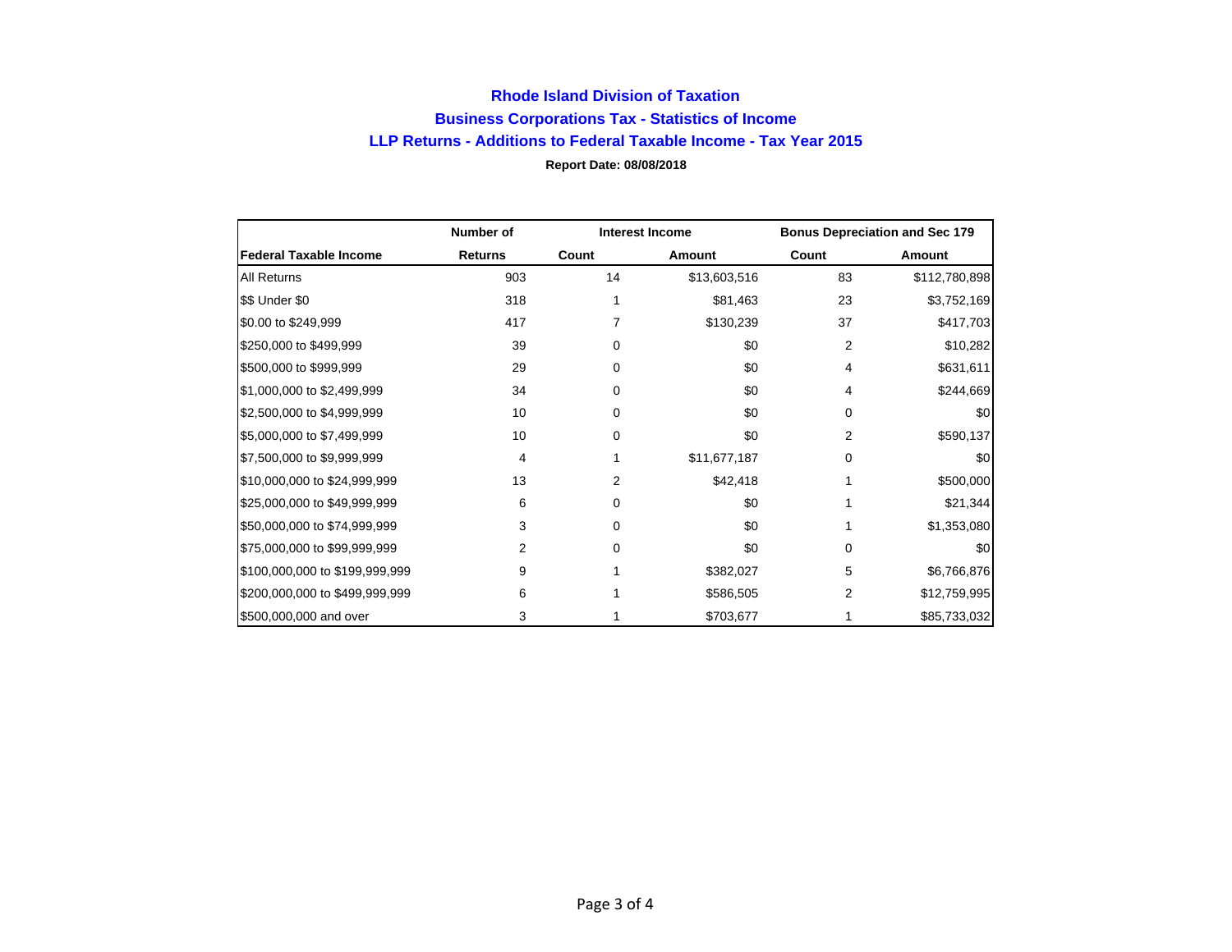## Rhode Island Division of Taxation

## Business Corporations Tax - Statistics of Income

## LLP Returns - Additions to Federal Taxable Income - Tax Year 2015

**Report Date: 08/08/2018**

| | Number of | Interest Income | | Bonus Depreciation and Sec 179 | |
|---|---|---|---|---|---|
| **Federal Taxable Income** | **Returns** | **Count** | **Amount** | **Count** | **Amount** |
| All Returns | 903 | 14 | $13,603,516 | 83 | $112,780,898 |
| $$ Under $0 | 318 | 1 | $81,463 | 23 | $3,752,169 |
| $0.00 to $249,999 | 417 | 7 | $130,239 | 37 | $417,703 |
| $250,000 to $499,999 | 39 | 0 | $0 | 2 | $10,282 |
| $500,000 to $999,999 | 29 | 0 | $0 | 4 | $631,611 |
| $1,000,000 to $2,499,999 | 34 | 0 | $0 | 4 | $244,669 |
| $2,500,000 to $4,999,999 | 10 | 0 | $0 | 0 | $0 |
| $5,000,000 to $7,499,999 | 10 | 0 | $0 | 2 | $590,137 |
| $7,500,000 to $9,999,999 | 4 | 1 | $11,677,187 | 0 | $0 |
| $10,000,000 to $24,999,999 | 13 | 2 | $42,418 | 1 | $500,000 |
| $25,000,000 to $49,999,999 | 6 | 0 | $0 | 1 | $21,344 |
| $50,000,000 to $74,999,999 | 3 | 0 | $0 | 1 | $1,353,080 |
| $75,000,000 to $99,999,999 | 2 | 0 | $0 | 0 | $0 |
| $100,000,000 to $199,999,999 | 9 | 1 | $382,027 | 5 | $6,766,876 |
| $200,000,000 to $499,999,999 | 6 | 1 | $586,505 | 2 | $12,759,995 |
| $500,000,000 and over | 3 | 1 | $703,677 | 1 | $85,733,032 |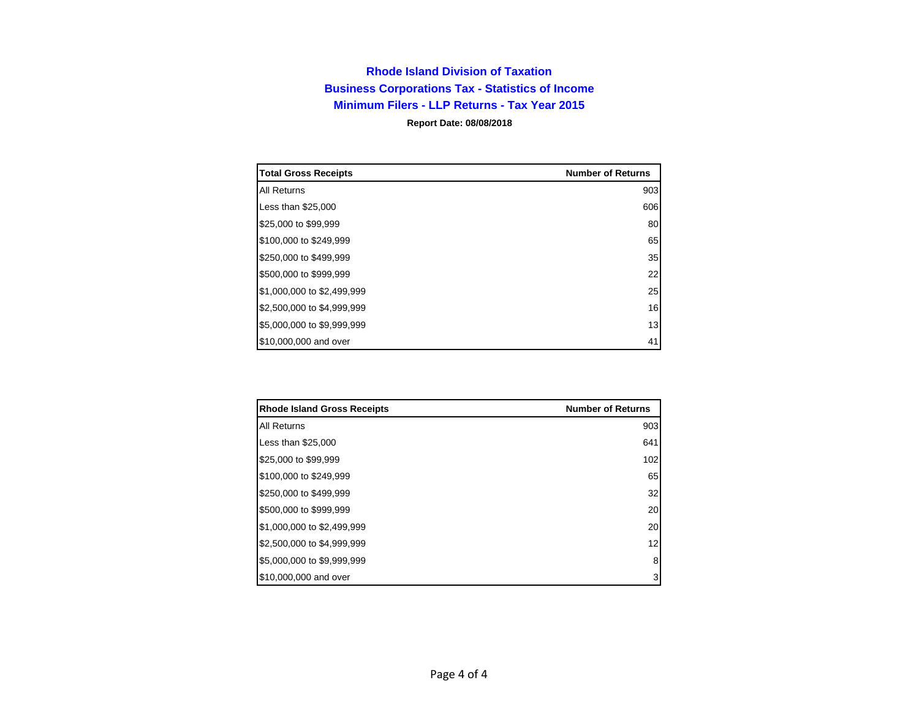# Rhode Island Division of Taxation

## Business Corporations Tax - Statistics of Income

## Minimum Filers - LLP Returns - Tax Year 2015

**Report Date: 08/08/2018**

| Total Gross Receipts | Number of Returns |
|---|---|
| All Returns | 903 |
| Less than $25,000 | 606 |
| $25,000 to $99,999 | 80 |
| $100,000 to $249,999 | 65 |
| $250,000 to $499,999 | 35 |
| $500,000 to $999,999 | 22 |
| $1,000,000 to $2,499,999 | 25 |
| $2,500,000 to $4,999,999 | 16 |
| $5,000,000 to $9,999,999 | 13 |
| $10,000,000 and over | 41 |

| Rhode Island Gross Receipts | Number of Returns |
|---|---|
| All Returns | 903 |
| Less than $25,000 | 641 |
| $25,000 to $99,999 | 102 |
| $100,000 to $249,999 | 65 |
| $250,000 to $499,999 | 32 |
| $500,000 to $999,999 | 20 |
| $1,000,000 to $2,499,999 | 20 |
| $2,500,000 to $4,999,999 | 12 |
| $5,000,000 to $9,999,999 | 8 |
| $10,000,000 and over | 3 |